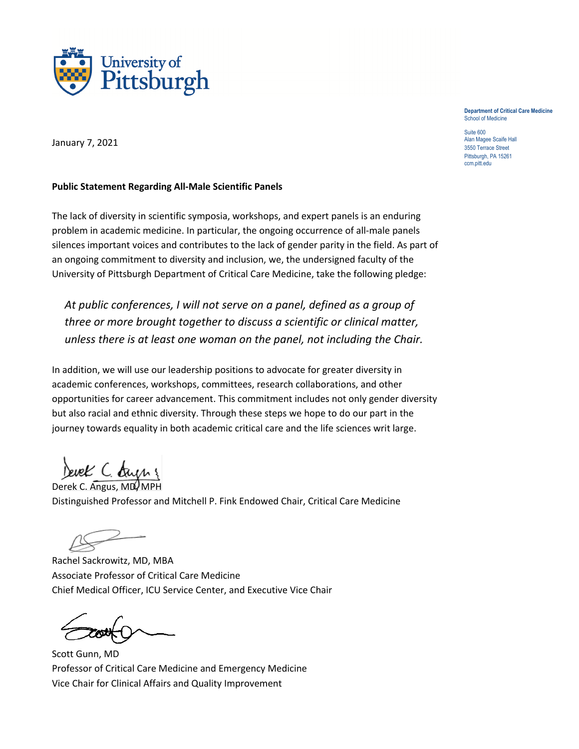University of Pittsburgh

**Department of Critical Care Medicine**
School of Medicine

Suite 600
Alan Magee Scaife Hall
3550 Terrace Street
Pittsburgh, PA 15261
ccm.pitt.edu

January 7, 2021

**Public Statement Regarding All-Male Scientific Panels**

The lack of diversity in scientific symposia, workshops, and expert panels is an enduring problem in academic medicine. In particular, the ongoing occurrence of all-male panels silences important voices and contributes to the lack of gender parity in the field. As part of an ongoing commitment to diversity and inclusion, we, the undersigned faculty of the University of Pittsburgh Department of Critical Care Medicine, take the following pledge:

> *At public conferences, I will not serve on a panel, defined as a group of three or more brought together to discuss a scientific or clinical matter, unless there is at least one woman on the panel, not including the Chair.*

In addition, we will use our leadership positions to advocate for greater diversity in academic conferences, workshops, committees, research collaborations, and other opportunities for career advancement. This commitment includes not only gender diversity but also racial and ethnic diversity. Through these steps we hope to do our part in the journey towards equality in both academic critical care and the life sciences writ large.

Derek C. Angus, MD, MPH
Distinguished Professor and Mitchell P. Fink Endowed Chair, Critical Care Medicine

Rachel Sackrowitz, MD, MBA
Associate Professor of Critical Care Medicine
Chief Medical Officer, ICU Service Center, and Executive Vice Chair

Scott Gunn, MD
Professor of Critical Care Medicine and Emergency Medicine
Vice Chair for Clinical Affairs and Quality Improvement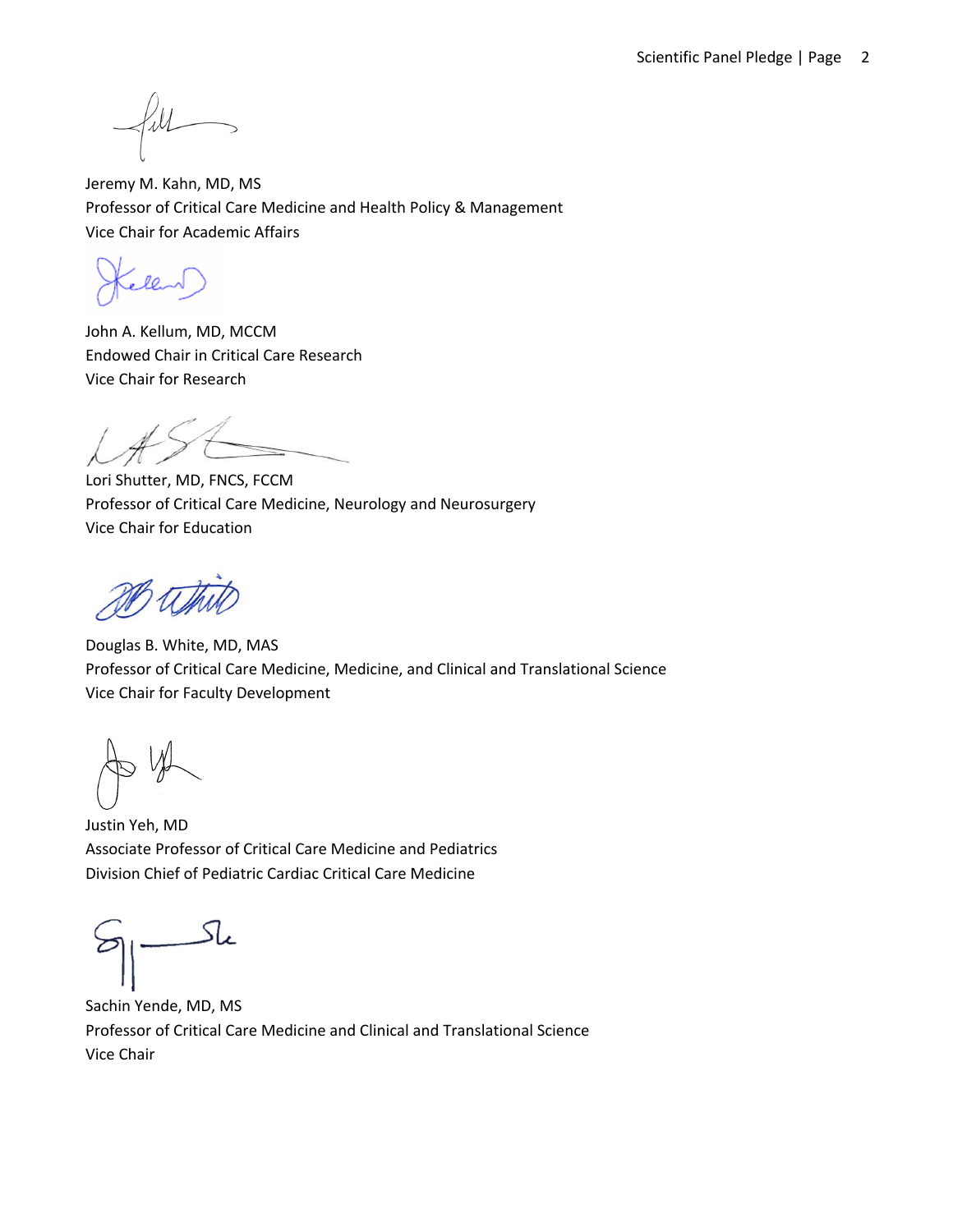Jeremy M. Kahn, MD, MS
Professor of Critical Care Medicine and Health Policy & Management
Vice Chair for Academic Affairs

John A. Kellum, MD, MCCM
Endowed Chair in Critical Care Research
Vice Chair for Research

Lori Shutter, MD, FNCS, FCCM
Professor of Critical Care Medicine, Neurology and Neurosurgery
Vice Chair for Education

Douglas B. White, MD, MAS
Professor of Critical Care Medicine, Medicine, and Clinical and Translational Science
Vice Chair for Faculty Development

Justin Yeh, MD
Associate Professor of Critical Care Medicine and Pediatrics
Division Chief of Pediatric Cardiac Critical Care Medicine

Sachin Yende, MD, MS
Professor of Critical Care Medicine and Clinical and Translational Science
Vice Chair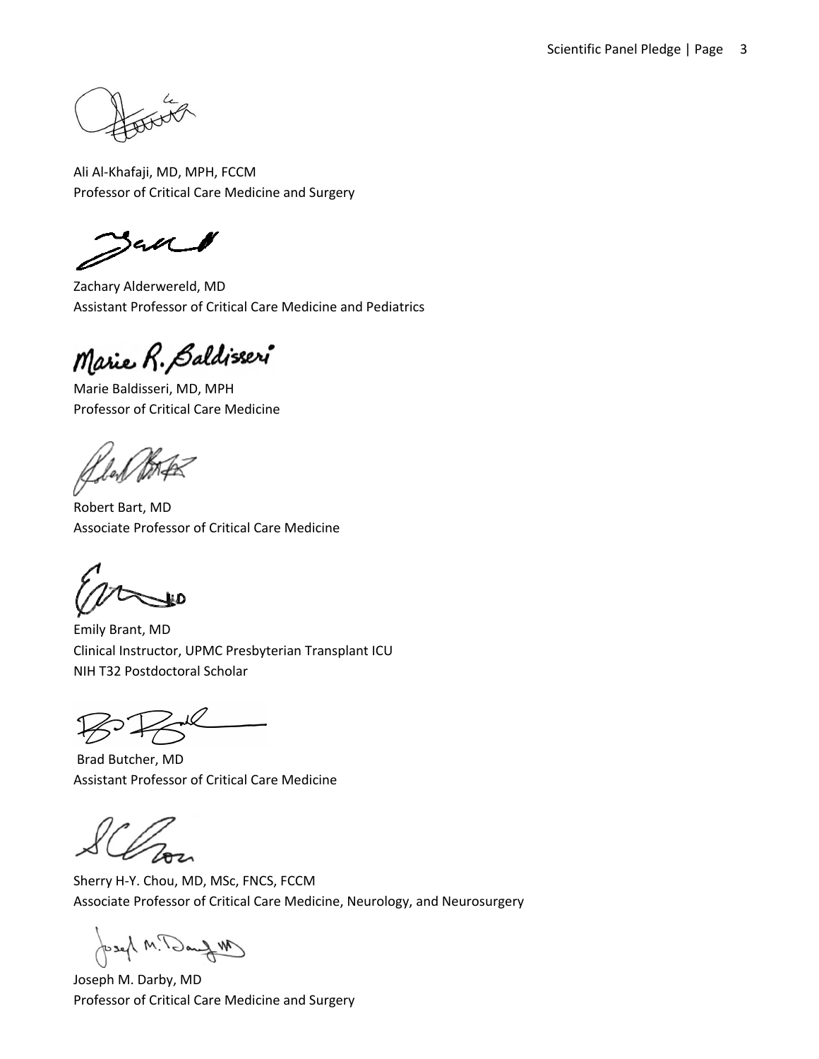Ali Al-Khafaji, MD, MPH, FCCM
Professor of Critical Care Medicine and Surgery

Zachary Alderwereld, MD
Assistant Professor of Critical Care Medicine and Pediatrics

Marie R. Baldisseri

Marie Baldisseri, MD, MPH
Professor of Critical Care Medicine

Robert Bart, MD
Associate Professor of Critical Care Medicine

Emily Brant, MD
Clinical Instructor, UPMC Presbyterian Transplant ICU
NIH T32 Postdoctoral Scholar

Brad Butcher, MD
Assistant Professor of Critical Care Medicine

Sherry H-Y. Chou, MD, MSc, FNCS, FCCM
Associate Professor of Critical Care Medicine, Neurology, and Neurosurgery

Joseph M. Darby, MD
Professor of Critical Care Medicine and Surgery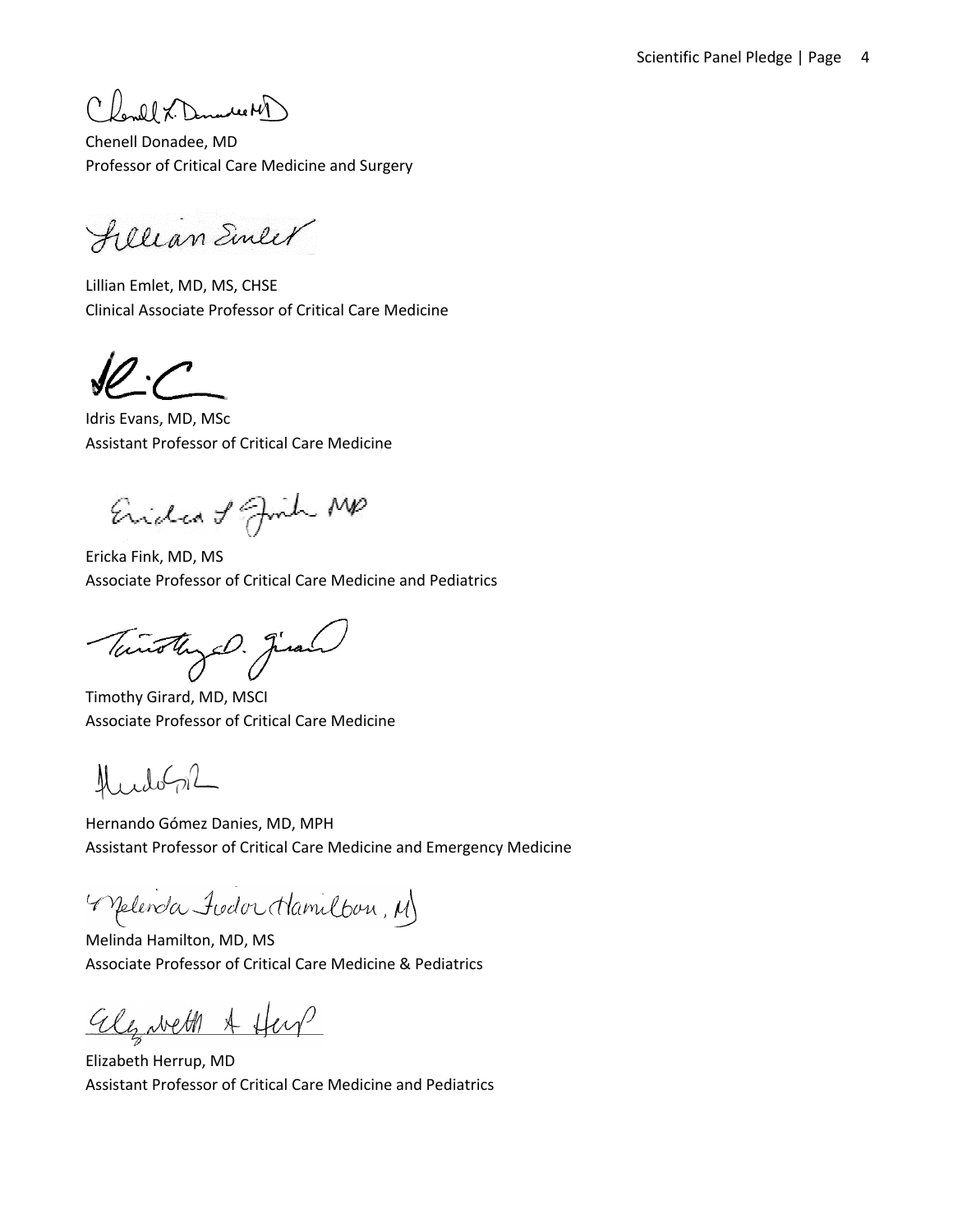Chenell Donadee, MD
Professor of Critical Care Medicine and Surgery

Lillian Emlet, MD, MS, CHSE
Clinical Associate Professor of Critical Care Medicine

Idris Evans, MD, MSc
Assistant Professor of Critical Care Medicine

Ericka Fink, MD, MS
Associate Professor of Critical Care Medicine and Pediatrics

Timothy Girard, MD, MSCI
Associate Professor of Critical Care Medicine

Hernando Gómez Danies, MD, MPH
Assistant Professor of Critical Care Medicine and Emergency Medicine

Melinda Hamilton, MD, MS
Associate Professor of Critical Care Medicine & Pediatrics

Elizabeth Herrup, MD
Assistant Professor of Critical Care Medicine and Pediatrics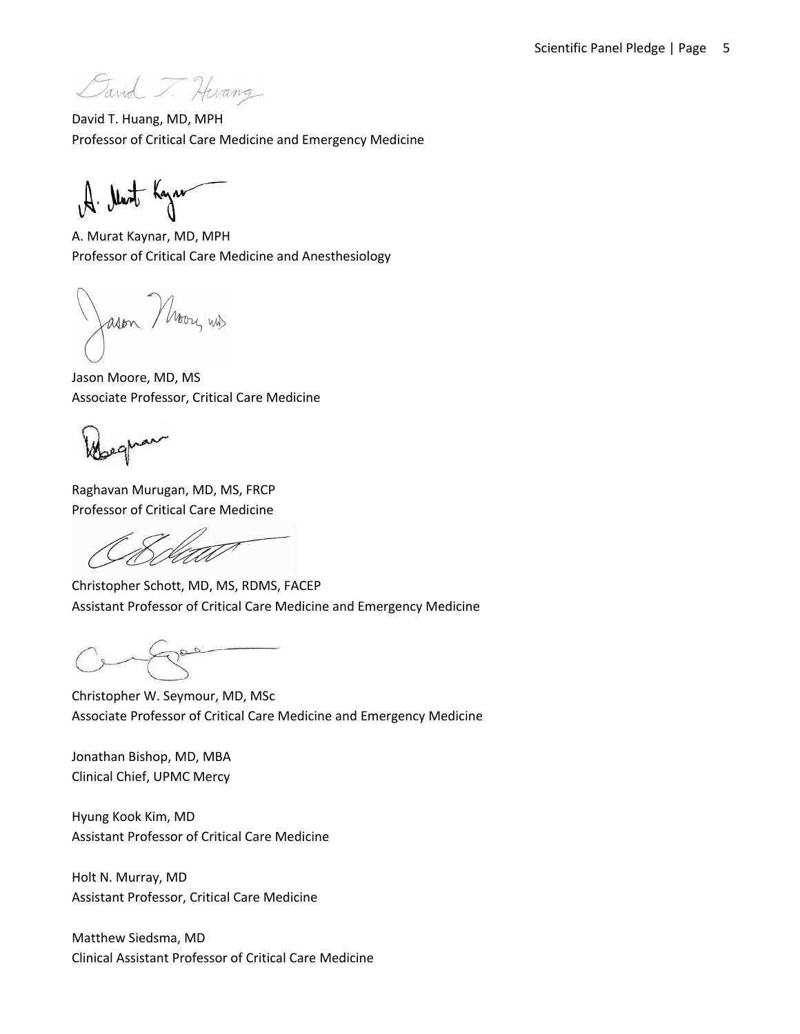David T. Huang, MD, MPH
Professor of Critical Care Medicine and Emergency Medicine

A. Murat Kaynar, MD, MPH
Professor of Critical Care Medicine and Anesthesiology

Jason Moore, MD, MS
Associate Professor, Critical Care Medicine

Raghavan Murugan, MD, MS, FRCP
Professor of Critical Care Medicine

Christopher Schott, MD, MS, RDMS, FACEP
Assistant Professor of Critical Care Medicine and Emergency Medicine

Christopher W. Seymour, MD, MSc
Associate Professor of Critical Care Medicine and Emergency Medicine

Jonathan Bishop, MD, MBA
Clinical Chief, UPMC Mercy

Hyung Kook Kim, MD
Assistant Professor of Critical Care Medicine

Holt N. Murray, MD
Assistant Professor, Critical Care Medicine

Matthew Siedsma, MD
Clinical Assistant Professor of Critical Care Medicine